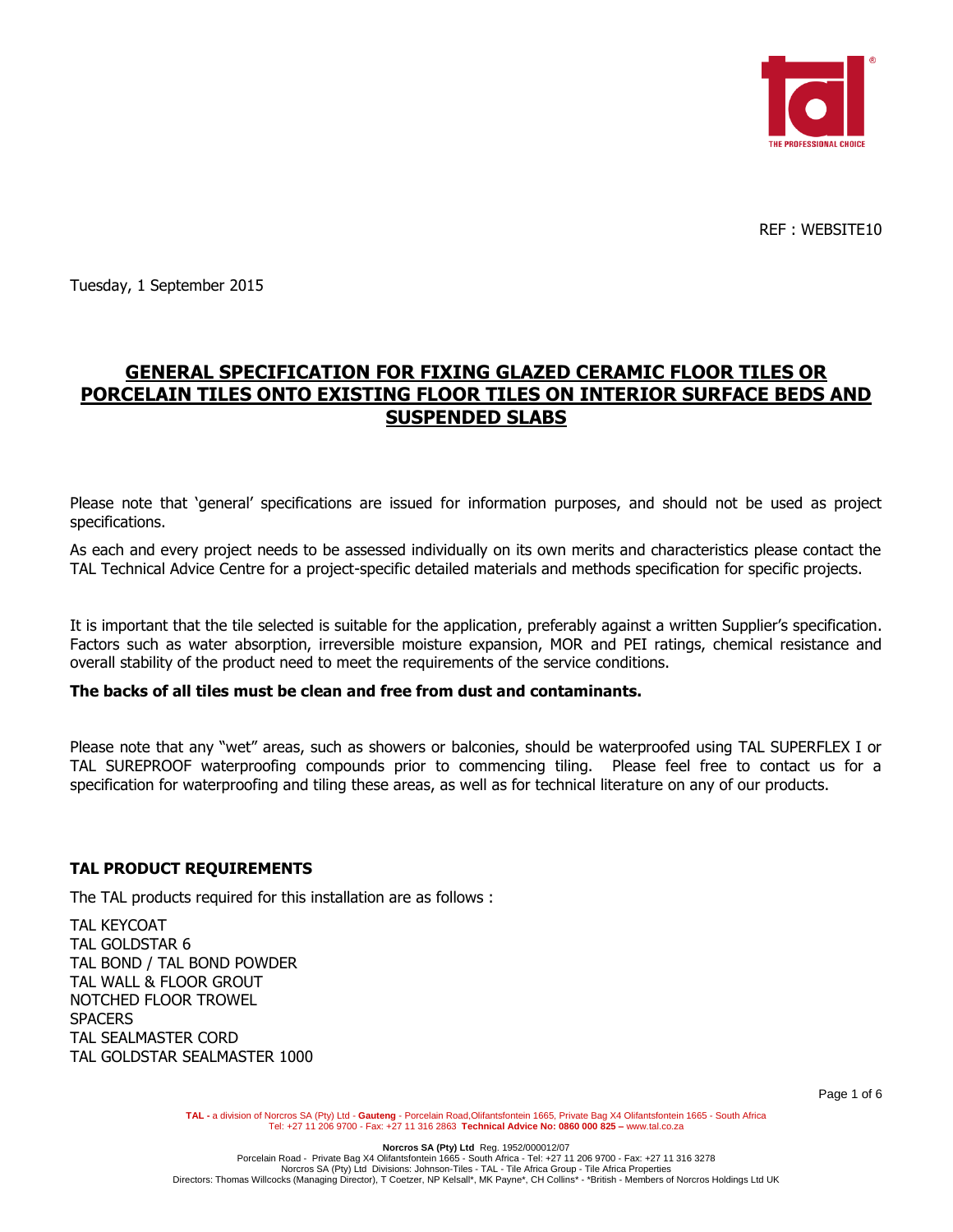REF : WEBSITE10

Tuesday, 1 September 2015

# GENERAL SPECIFICATION FOR FIXING GLAZED CERAMIC FLOOR TILES OR PORCELAIN TILES ONTO EXISTING FLOOR TILES ON INTERIOR SURFACE BEDS AND SUSPENDED SLABS

Please note that 'general' specifications are issued for information purposes, and should not be used as project specifications.

As each and every project needs to be assessed individually on its own merits and characteristics please contact the TAL Technical Advice Centre for a project-specific detailed materials and methods specification for specific projects.

It is important that the tile selected is suitable for the application, preferably against a written Supplier's specification. Factors such as water absorption, irreversible moisture expansion, MOR and PEI ratings, chemical resistance and overall stability of the product need to meet the requirements of the service conditions.

**The backs of all tiles must be clean and free from dust and contaminants.**

Please note that any "wet" areas, such as showers or balconies, should be waterproofed using TAL SUPERFLEX I or TAL SUREPROOF waterproofing compounds prior to commencing tiling. Please feel free to contact us for a specification for waterproofing and tiling these areas, as well as for technical literature on any of our products.

**TAL PRODUCT REQUIREMENTS**

The TAL products required for this installation are as follows :

TAL KEYCOAT
TAL GOLDSTAR 6
TAL BOND / TAL BOND POWDER
TAL WALL & FLOOR GROUT
NOTCHED FLOOR TROWEL
SPACERS
TAL SEALMASTER CORD
TAL GOLDSTAR SEALMASTER 1000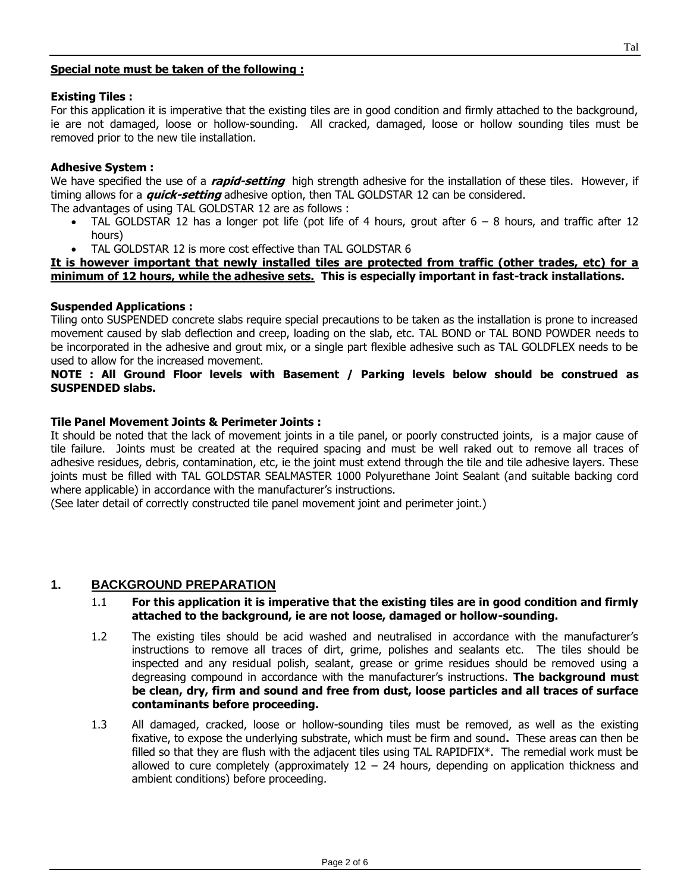**Special note must be taken of the following :**

**Existing Tiles :**
For this application it is imperative that the existing tiles are in good condition and firmly attached to the background, ie are not damaged, loose or hollow-sounding. All cracked, damaged, loose or hollow sounding tiles must be removed prior to the new tile installation.

**Adhesive System :**
We have specified the use of a ***rapid-setting*** high strength adhesive for the installation of these tiles. However, if timing allows for a ***quick-setting*** adhesive option, then TAL GOLDSTAR 12 can be considered.
The advantages of using TAL GOLDSTAR 12 are as follows :

- TAL GOLDSTAR 12 has a longer pot life (pot life of 4 hours, grout after 6 – 8 hours, and traffic after 12 hours)
- TAL GOLDSTAR 12 is more cost effective than TAL GOLDSTAR 6

**It is however important that newly installed tiles are protected from traffic (other trades, etc) for a minimum of 12 hours, while the adhesive sets. This is especially important in fast-track installations.**

**Suspended Applications :**
Tiling onto SUSPENDED concrete slabs require special precautions to be taken as the installation is prone to increased movement caused by slab deflection and creep, loading on the slab, etc. TAL BOND or TAL BOND POWDER needs to be incorporated in the adhesive and grout mix, or a single part flexible adhesive such as TAL GOLDFLEX needs to be used to allow for the increased movement.
**NOTE : All Ground Floor levels with Basement / Parking levels below should be construed as SUSPENDED slabs.**

**Tile Panel Movement Joints & Perimeter Joints :**
It should be noted that the lack of movement joints in a tile panel, or poorly constructed joints, is a major cause of tile failure. Joints must be created at the required spacing and must be well raked out to remove all traces of adhesive residues, debris, contamination, etc, ie the joint must extend through the tile and tile adhesive layers. These joints must be filled with TAL GOLDSTAR SEALMASTER 1000 Polyurethane Joint Sealant (and suitable backing cord where applicable) in accordance with the manufacturer's instructions.
(See later detail of correctly constructed tile panel movement joint and perimeter joint.)

## 1. BACKGROUND PREPARATION

1.1 **For this application it is imperative that the existing tiles are in good condition and firmly attached to the background, ie are not loose, damaged or hollow-sounding.**

1.2 The existing tiles should be acid washed and neutralised in accordance with the manufacturer's instructions to remove all traces of dirt, grime, polishes and sealants etc. The tiles should be inspected and any residual polish, sealant, grease or grime residues should be removed using a degreasing compound in accordance with the manufacturer's instructions. **The background must be clean, dry, firm and sound and free from dust, loose particles and all traces of surface contaminants before proceeding.**

1.3 All damaged, cracked, loose or hollow-sounding tiles must be removed, as well as the existing fixative, to expose the underlying substrate, which must be firm and sound**.** These areas can then be filled so that they are flush with the adjacent tiles using TAL RAPIDFIX*. The remedial work must be allowed to cure completely (approximately 12 – 24 hours, depending on application thickness and ambient conditions) before proceeding.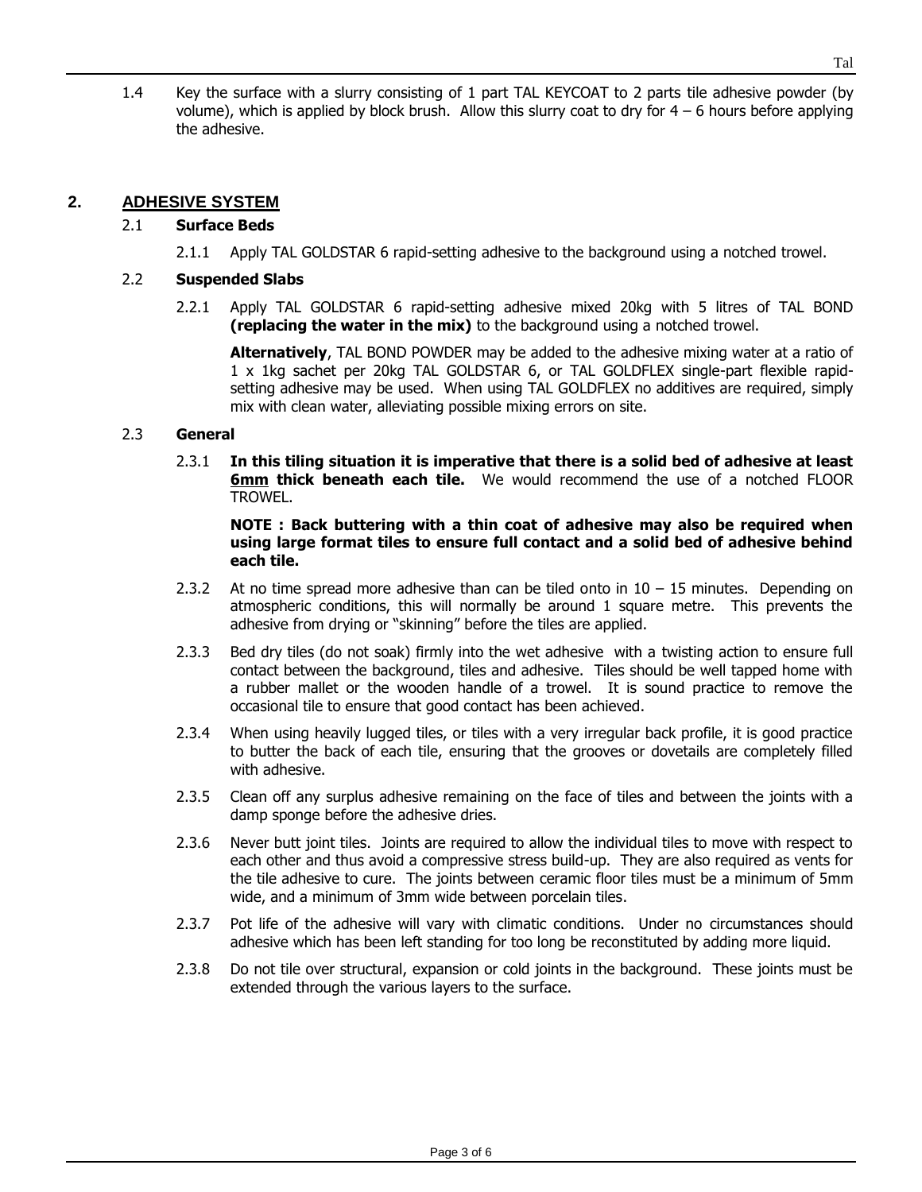1.4 Key the surface with a slurry consisting of 1 part TAL KEYCOAT to 2 parts tile adhesive powder (by volume), which is applied by block brush. Allow this slurry coat to dry for 4 – 6 hours before applying the adhesive.

## 2. ADHESIVE SYSTEM

### 2.1 Surface Beds

2.1.1 Apply TAL GOLDSTAR 6 rapid-setting adhesive to the background using a notched trowel.

### 2.2 Suspended Slabs

2.2.1 Apply TAL GOLDSTAR 6 rapid-setting adhesive mixed 20kg with 5 litres of TAL BOND **(replacing the water in the mix)** to the background using a notched trowel.

**Alternatively**, TAL BOND POWDER may be added to the adhesive mixing water at a ratio of 1 x 1kg sachet per 20kg TAL GOLDSTAR 6, or TAL GOLDFLEX single-part flexible rapid-setting adhesive may be used. When using TAL GOLDFLEX no additives are required, simply mix with clean water, alleviating possible mixing errors on site.

### 2.3 General

2.3.1 **In this tiling situation it is imperative that there is a solid bed of adhesive at least <u>6mm</u> thick beneath each tile.** We would recommend the use of a notched FLOOR TROWEL.

**NOTE : Back buttering with a thin coat of adhesive may also be required when using large format tiles to ensure full contact and a solid bed of adhesive behind each tile.**

2.3.2 At no time spread more adhesive than can be tiled onto in 10 – 15 minutes. Depending on atmospheric conditions, this will normally be around 1 square metre. This prevents the adhesive from drying or "skinning" before the tiles are applied.

2.3.3 Bed dry tiles (do not soak) firmly into the wet adhesive with a twisting action to ensure full contact between the background, tiles and adhesive. Tiles should be well tapped home with a rubber mallet or the wooden handle of a trowel. It is sound practice to remove the occasional tile to ensure that good contact has been achieved.

2.3.4 When using heavily lugged tiles, or tiles with a very irregular back profile, it is good practice to butter the back of each tile, ensuring that the grooves or dovetails are completely filled with adhesive.

2.3.5 Clean off any surplus adhesive remaining on the face of tiles and between the joints with a damp sponge before the adhesive dries.

2.3.6 Never butt joint tiles. Joints are required to allow the individual tiles to move with respect to each other and thus avoid a compressive stress build-up. They are also required as vents for the tile adhesive to cure. The joints between ceramic floor tiles must be a minimum of 5mm wide, and a minimum of 3mm wide between porcelain tiles.

2.3.7 Pot life of the adhesive will vary with climatic conditions. Under no circumstances should adhesive which has been left standing for too long be reconstituted by adding more liquid.

2.3.8 Do not tile over structural, expansion or cold joints in the background. These joints must be extended through the various layers to the surface.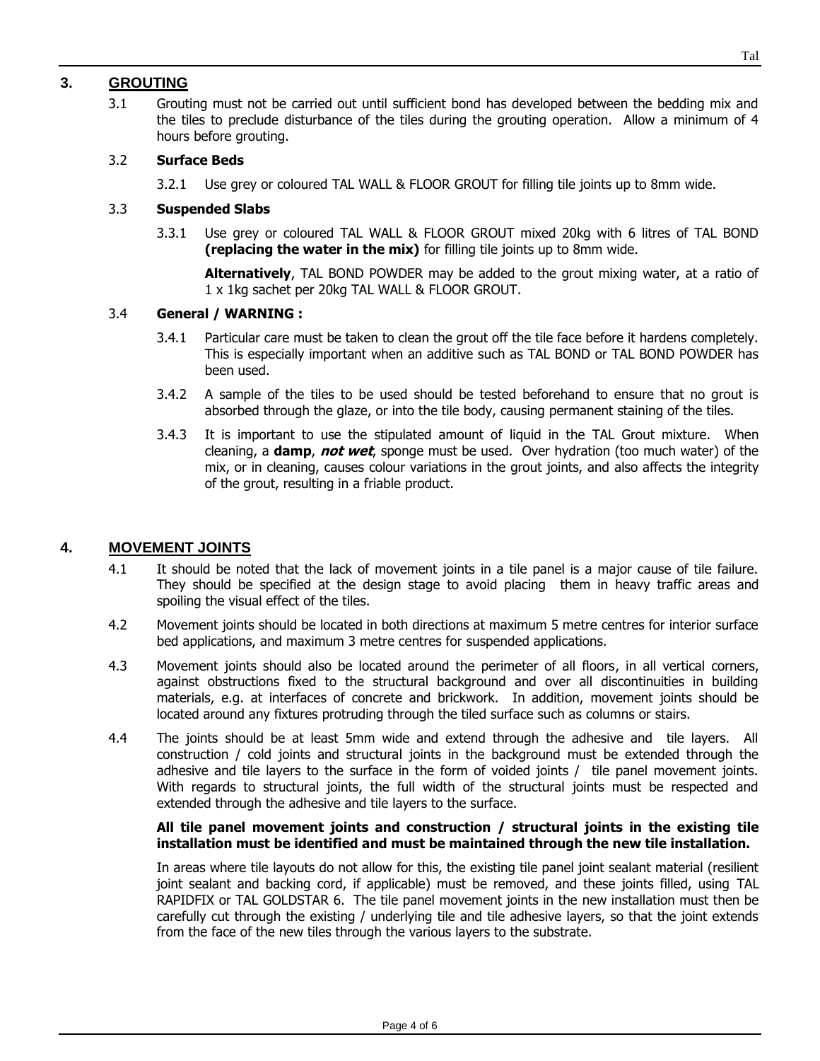## 3. GROUTING

3.1 Grouting must not be carried out until sufficient bond has developed between the bedding mix and the tiles to preclude disturbance of the tiles during the grouting operation. Allow a minimum of 4 hours before grouting.

### 3.2 Surface Beds

3.2.1 Use grey or coloured TAL WALL & FLOOR GROUT for filling tile joints up to 8mm wide.

### 3.3 Suspended Slabs

3.3.1 Use grey or coloured TAL WALL & FLOOR GROUT mixed 20kg with 6 litres of TAL BOND **(replacing the water in the mix)** for filling tile joints up to 8mm wide.

**Alternatively**, TAL BOND POWDER may be added to the grout mixing water, at a ratio of 1 x 1kg sachet per 20kg TAL WALL & FLOOR GROUT.

### 3.4 General / WARNING :

3.4.1 Particular care must be taken to clean the grout off the tile face before it hardens completely. This is especially important when an additive such as TAL BOND or TAL BOND POWDER has been used.

3.4.2 A sample of the tiles to be used should be tested beforehand to ensure that no grout is absorbed through the glaze, or into the tile body, causing permanent staining of the tiles.

3.4.3 It is important to use the stipulated amount of liquid in the TAL Grout mixture. When cleaning, a **damp**, ***not wet***, sponge must be used. Over hydration (too much water) of the mix, or in cleaning, causes colour variations in the grout joints, and also affects the integrity of the grout, resulting in a friable product.

## 4. MOVEMENT JOINTS

4.1 It should be noted that the lack of movement joints in a tile panel is a major cause of tile failure. They should be specified at the design stage to avoid placing them in heavy traffic areas and spoiling the visual effect of the tiles.

4.2 Movement joints should be located in both directions at maximum 5 metre centres for interior surface bed applications, and maximum 3 metre centres for suspended applications.

4.3 Movement joints should also be located around the perimeter of all floors, in all vertical corners, against obstructions fixed to the structural background and over all discontinuities in building materials, e.g. at interfaces of concrete and brickwork. In addition, movement joints should be located around any fixtures protruding through the tiled surface such as columns or stairs.

4.4 The joints should be at least 5mm wide and extend through the adhesive and tile layers. All construction / cold joints and structural joints in the background must be extended through the adhesive and tile layers to the surface in the form of voided joints / tile panel movement joints. With regards to structural joints, the full width of the structural joints must be respected and extended through the adhesive and tile layers to the surface.

**All tile panel movement joints and construction / structural joints in the existing tile installation must be identified and must be maintained through the new tile installation.**

In areas where tile layouts do not allow for this, the existing tile panel joint sealant material (resilient joint sealant and backing cord, if applicable) must be removed, and these joints filled, using TAL RAPIDFIX or TAL GOLDSTAR 6. The tile panel movement joints in the new installation must then be carefully cut through the existing / underlying tile and tile adhesive layers, so that the joint extends from the face of the new tiles through the various layers to the substrate.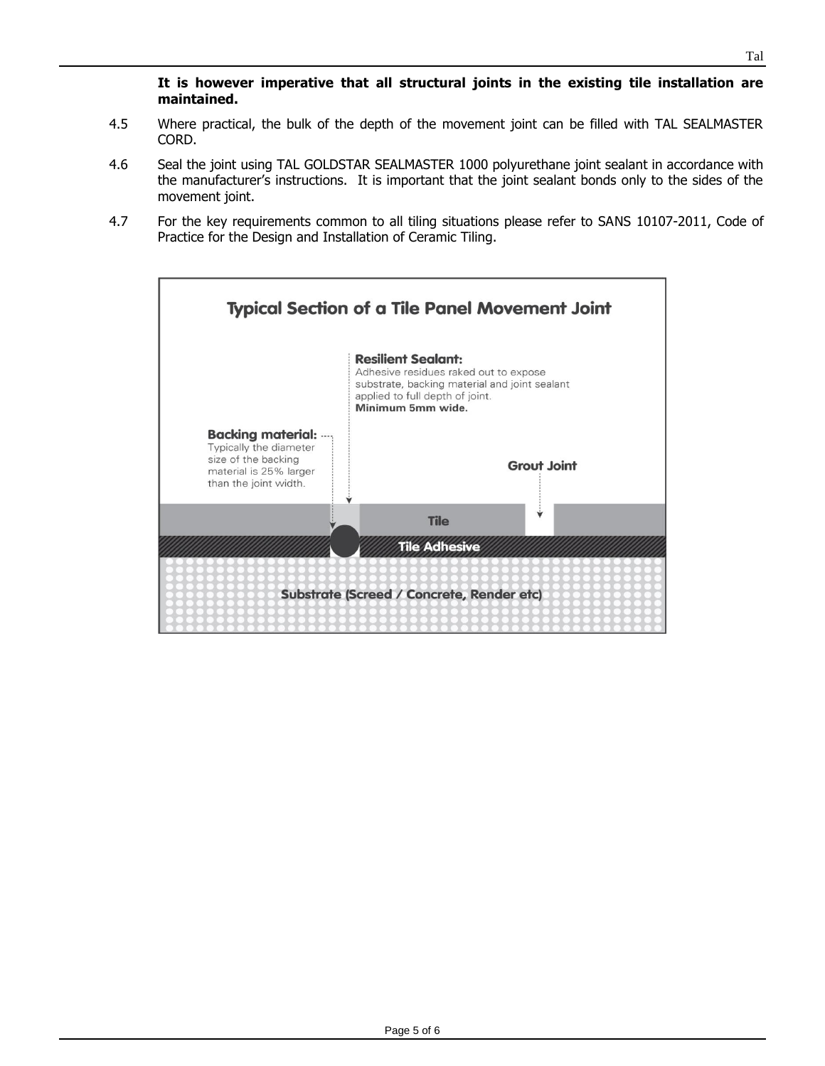**It is however imperative that all structural joints in the existing tile installation are maintained.**

4.5 Where practical, the bulk of the depth of the movement joint can be filled with TAL SEALMASTER CORD.

4.6 Seal the joint using TAL GOLDSTAR SEALMASTER 1000 polyurethane joint sealant in accordance with the manufacturer's instructions. It is important that the joint sealant bonds only to the sides of the movement joint.

4.7 For the key requirements common to all tiling situations please refer to SANS 10107-2011, Code of Practice for the Design and Installation of Ceramic Tiling.

**Typical Section of a Tile Panel Movement Joint**

**Resilient Sealant:** Adhesive residues raked out to expose substrate, backing material and joint sealant applied to full depth of joint. **Minimum 5mm wide.**

**Backing material:** Typically the diameter size of the backing material is 25% larger than the joint width.

**Grout Joint**

Tile

Tile Adhesive

Substrate (Screed / Concrete, Render etc)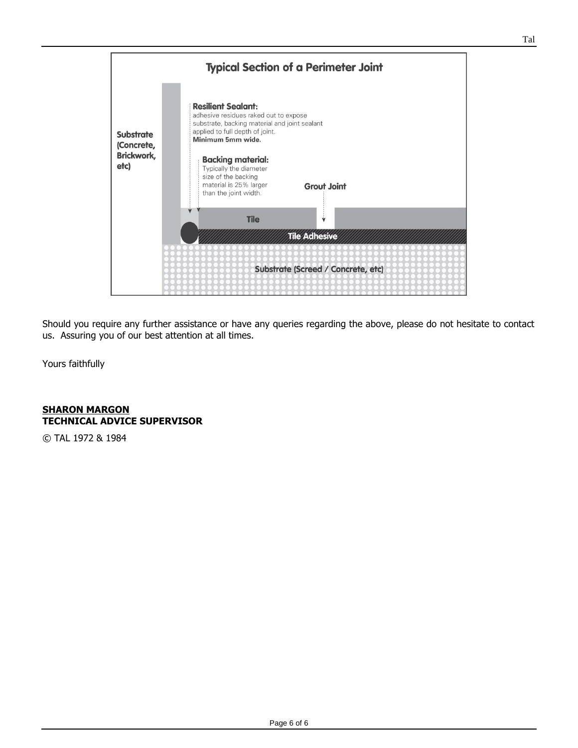**Typical Section of a Perimeter Joint**

Substrate (Concrete, Brickwork, etc)

**Resilient Sealant:**
adhesive residues raked out to expose substrate, backing material and joint sealant applied to full depth of joint.
**Minimum 5mm wide.**

**Backing material:**
Typically the diameter size of the backing material is 25% larger than the joint width.

Grout Joint

Tile

Tile Adhesive

Substrate (Screed / Concrete, etc)

Should you require any further assistance or have any queries regarding the above, please do not hesitate to contact us. Assuring you of our best attention at all times.

Yours faithfully

**SHARON MARGON**
**TECHNICAL ADVICE SUPERVISOR**

© TAL 1972 & 1984